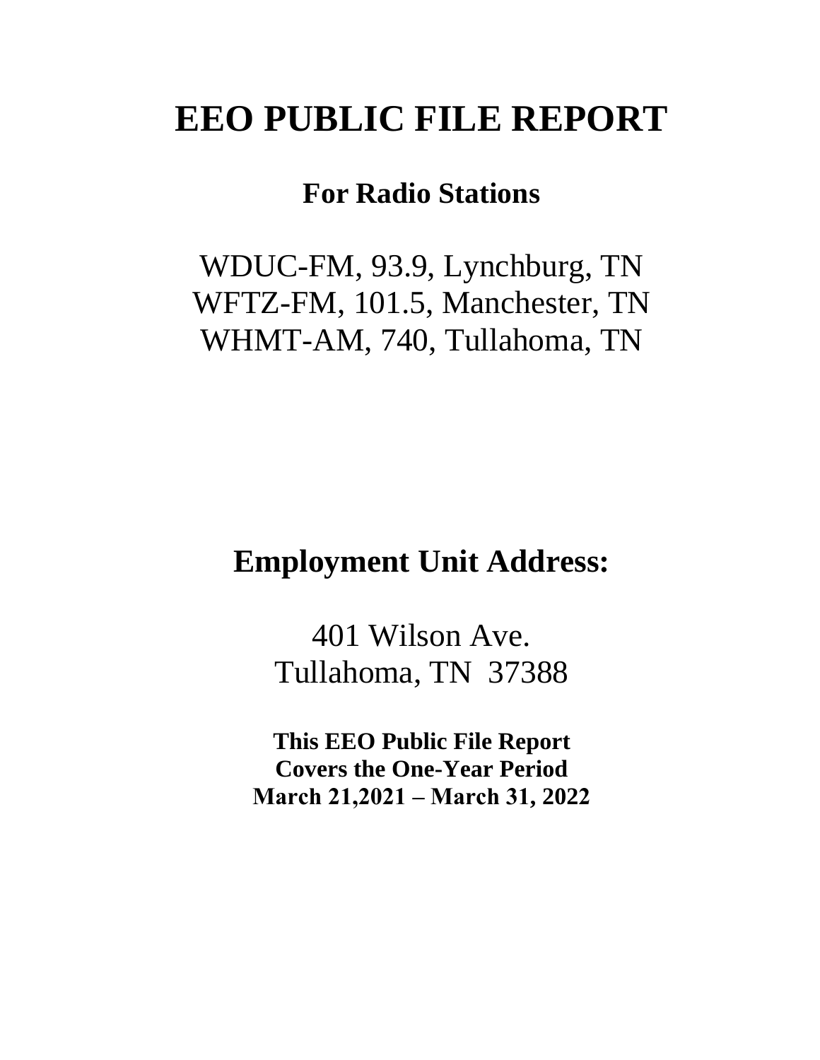# EEO PUBLIC FILE REPORT

## For Radio Stations

WDUC-FM, 93.9, Lynchburg, TN
WFTZ-FM, 101.5, Manchester, TN
WHMT-AM, 740, Tullahoma, TN

## Employment Unit Address:

401 Wilson Ave.
Tullahoma, TN 37388

**This EEO Public File Report**
**Covers the One-Year Period**
**March 21,2021 – March 31, 2022**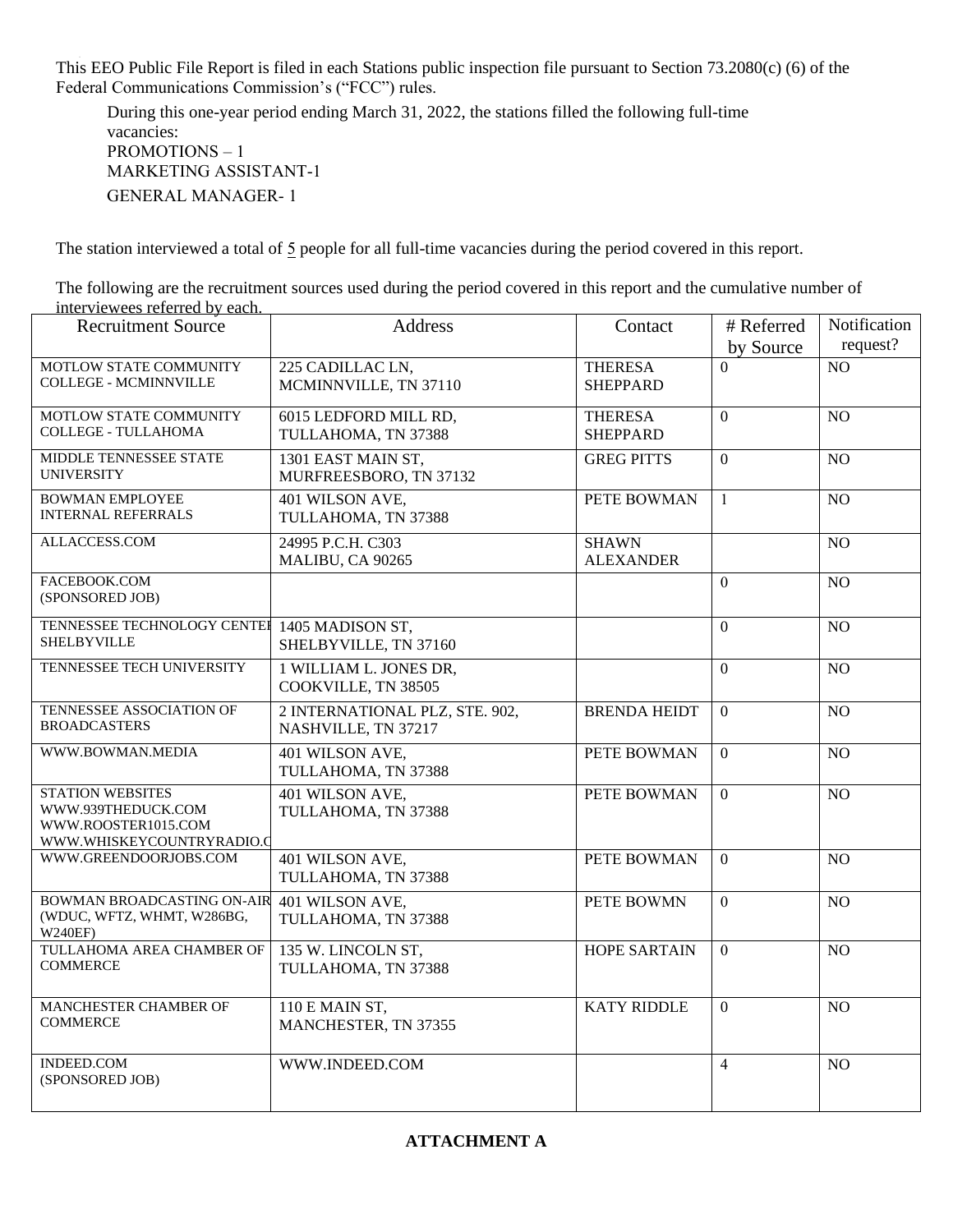This EEO Public File Report is filed in each Stations public inspection file pursuant to Section 73.2080(c) (6) of the Federal Communications Commission's ("FCC") rules.

During this one-year period ending March 31, 2022, the stations filled the following full-time vacancies:
PROMOTIONS – 1
MARKETING ASSISTANT-1
GENERAL MANAGER- 1

The station interviewed a total of 5 people for all full-time vacancies during the period covered in this report.

The following are the recruitment sources used during the period covered in this report and the cumulative number of interviewees referred by each.

| Recruitment Source | Address | Contact | # Referred by Source | Notification request? |
|---|---|---|---|---|
| MOTLOW STATE COMMUNITY COLLEGE - MCMINNVILLE | 225 CADILLAC LN, MCMINNVILLE, TN 37110 | THERESA SHEPPARD | 0 | NO |
| MOTLOW STATE COMMUNITY COLLEGE - TULLAHOMA | 6015 LEDFORD MILL RD, TULLAHOMA, TN 37388 | THERESA SHEPPARD | 0 | NO |
| MIDDLE TENNESSEE STATE UNIVERSITY | 1301 EAST MAIN ST, MURFREESBORO, TN 37132 | GREG PITTS | 0 | NO |
| BOWMAN EMPLOYEE INTERNAL REFERRALS | 401 WILSON AVE, TULLAHOMA, TN 37388 | PETE BOWMAN | 1 | NO |
| ALLACCESS.COM | 24995 P.C.H. C303 MALIBU, CA 90265 | SHAWN ALEXANDER | | NO |
| FACEBOOK.COM (SPONSORED JOB) | | | 0 | NO |
| TENNESSEE TECHNOLOGY CENTER SHELBYVILLE | 1405 MADISON ST, SHELBYVILLE, TN 37160 | | 0 | NO |
| TENNESSEE TECH UNIVERSITY | 1 WILLIAM L. JONES DR, COOKVILLE, TN 38505 | | 0 | NO |
| TENNESSEE ASSOCIATION OF BROADCASTERS | 2 INTERNATIONAL PLZ, STE. 902, NASHVILLE, TN 37217 | BRENDA HEIDT | 0 | NO |
| WWW.BOWMAN.MEDIA | 401 WILSON AVE, TULLAHOMA, TN 37388 | PETE BOWMAN | 0 | NO |
| STATION WEBSITES WWW.939THEDUCK.COM WWW.ROOSTER1015.COM WWW.WHISKEYCOUNTRYRADIO.C | 401 WILSON AVE, TULLAHOMA, TN 37388 | PETE BOWMAN | 0 | NO |
| WWW.GREENDOORJOBS.COM | 401 WILSON AVE, TULLAHOMA, TN 37388 | PETE BOWMAN | 0 | NO |
| BOWMAN BROADCASTING ON-AIR (WDUC, WFTZ, WHMT, W286BG, W240EF) | 401 WILSON AVE, TULLAHOMA, TN 37388 | PETE BOWMN | 0 | NO |
| TULLAHOMA AREA CHAMBER OF COMMERCE | 135 W. LINCOLN ST, TULLAHOMA, TN 37388 | HOPE SARTAIN | 0 | NO |
| MANCHESTER CHAMBER OF COMMERCE | 110 E MAIN ST, MANCHESTER, TN 37355 | KATY RIDDLE | 0 | NO |
| INDEED.COM (SPONSORED JOB) | WWW.INDEED.COM | | 4 | NO |

**ATTACHMENT A**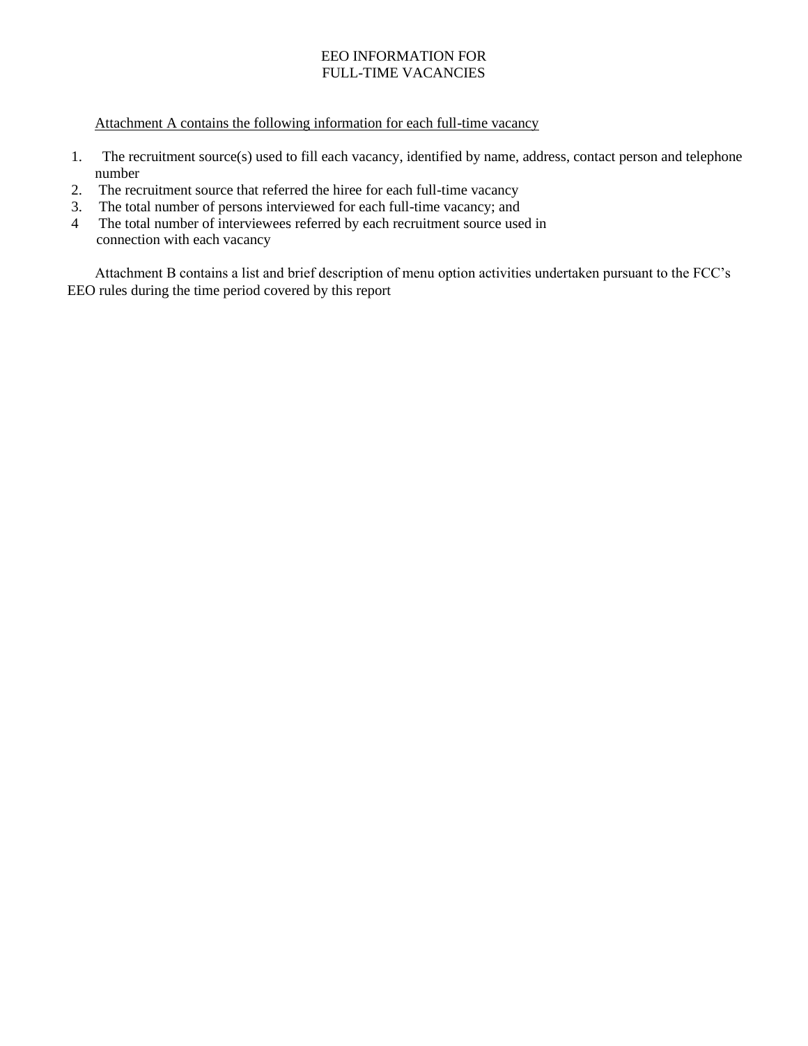# EEO INFORMATION FOR FULL-TIME VACANCIES

<u>Attachment A contains the following information for each full-time vacancy</u>

1. The recruitment source(s) used to fill each vacancy, identified by name, address, contact person and telephone number
2. The recruitment source that referred the hiree for each full-time vacancy
3. The total number of persons interviewed for each full-time vacancy; and
4. The total number of interviewees referred by each recruitment source used in connection with each vacancy

Attachment B contains a list and brief description of menu option activities undertaken pursuant to the FCC's EEO rules during the time period covered by this report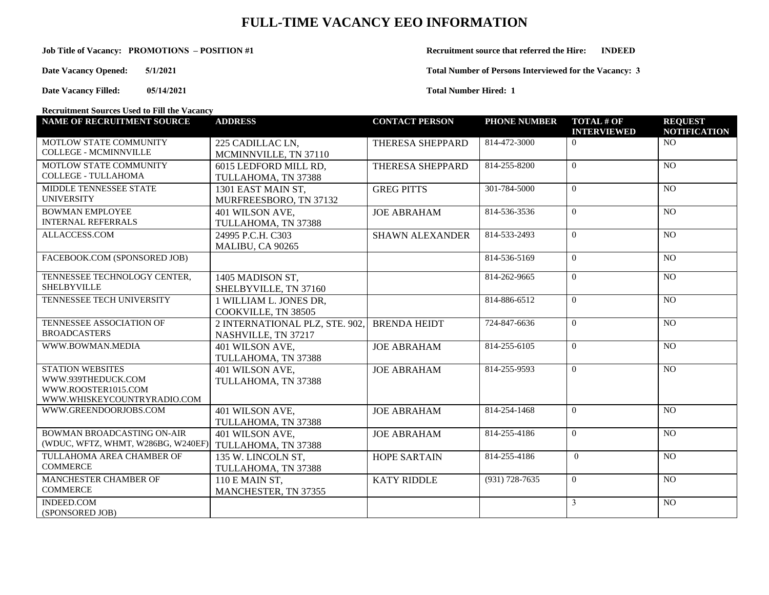# FULL-TIME VACANCY EEO INFORMATION

**Job Title of Vacancy: PROMOTIONS – POSITION #1**

**Date Vacancy Opened: 5/1/2021**

**Date Vacancy Filled: 05/14/2021**

**Recruitment source that referred the Hire: INDEED**

**Total Number of Persons Interviewed for the Vacancy: 3**

**Total Number Hired: 1**

**Recruitment Sources Used to Fill the Vacancy**

| NAME OF RECRUITMENT SOURCE | ADDRESS | CONTACT PERSON | PHONE NUMBER | TOTAL # OF INTERVIEWED | REQUEST NOTIFICATION |
|---|---|---|---|---|---|
| MOTLOW STATE COMMUNITY COLLEGE - MCMINNVILLE | 225 CADILLAC LN, MCMINNVILLE, TN 37110 | THERESA SHEPPARD | 814-472-3000 | 0 | NO |
| MOTLOW STATE COMMUNITY COLLEGE - TULLAHOMA | 6015 LEDFORD MILL RD, TULLAHOMA, TN 37388 | THERESA SHEPPARD | 814-255-8200 | 0 | NO |
| MIDDLE TENNESSEE STATE UNIVERSITY | 1301 EAST MAIN ST, MURFREESBORO, TN 37132 | GREG PITTS | 301-784-5000 | 0 | NO |
| BOWMAN EMPLOYEE INTERNAL REFERRALS | 401 WILSON AVE, TULLAHOMA, TN 37388 | JOE ABRAHAM | 814-536-3536 | 0 | NO |
| ALLACCESS.COM | 24995 P.C.H. C303 MALIBU, CA 90265 | SHAWN ALEXANDER | 814-533-2493 | 0 | NO |
| FACEBOOK.COM (SPONSORED JOB) | | | 814-536-5169 | 0 | NO |
| TENNESSEE TECHNOLOGY CENTER, SHELBYVILLE | 1405 MADISON ST, SHELBYVILLE, TN 37160 | | 814-262-9665 | 0 | NO |
| TENNESSEE TECH UNIVERSITY | 1 WILLIAM L. JONES DR, COOKVILLE, TN 38505 | | 814-886-6512 | 0 | NO |
| TENNESSEE ASSOCIATION OF BROADCASTERS | 2 INTERNATIONAL PLZ, STE. 902, NASHVILLE, TN 37217 | BRENDA HEIDT | 724-847-6636 | 0 | NO |
| WWW.BOWMAN.MEDIA | 401 WILSON AVE, TULLAHOMA, TN 37388 | JOE ABRAHAM | 814-255-6105 | 0 | NO |
| STATION WEBSITES WWW.939THEDUCK.COM WWW.ROOSTER1015.COM WWW.WHISKEYCOUNTRYRADIO.COM | 401 WILSON AVE, TULLAHOMA, TN 37388 | JOE ABRAHAM | 814-255-9593 | 0 | NO |
| WWW.GREENDOORJOBS.COM | 401 WILSON AVE, TULLAHOMA, TN 37388 | JOE ABRAHAM | 814-254-1468 | 0 | NO |
| BOWMAN BROADCASTING ON-AIR (WDUC, WFTZ, WHMT, W286BG, W240EF) | 401 WILSON AVE, TULLAHOMA, TN 37388 | JOE ABRAHAM | 814-255-4186 | 0 | NO |
| TULLAHOMA AREA CHAMBER OF COMMERCE | 135 W. LINCOLN ST, TULLAHOMA, TN 37388 | HOPE SARTAIN | 814-255-4186 | 0 | NO |
| MANCHESTER CHAMBER OF COMMERCE | 110 E MAIN ST, MANCHESTER, TN 37355 | KATY RIDDLE | (931) 728-7635 | 0 | NO |
| INDEED.COM (SPONSORED JOB) | | | | 3 | NO |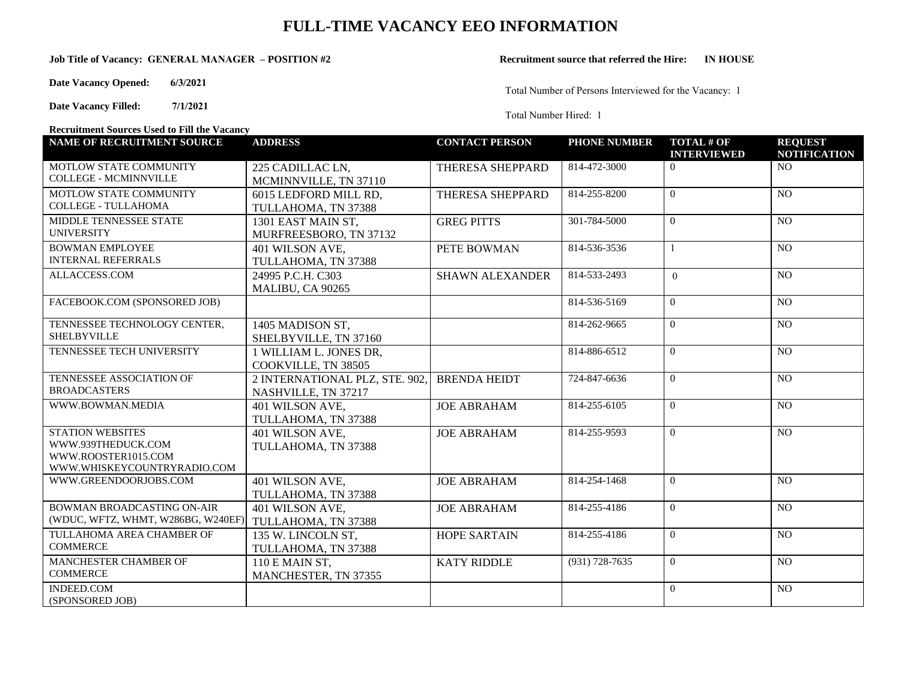# FULL-TIME VACANCY EEO INFORMATION

**Job Title of Vacancy: GENERAL MANAGER – POSITION #2**

**Recruitment source that referred the Hire: IN HOUSE**

**Date Vacancy Opened: 6/3/2021**

**Date Vacancy Filled: 7/1/2021**

Total Number of Persons Interviewed for the Vacancy: 1

Total Number Hired: 1

**Recruitment Sources Used to Fill the Vacancy**

| NAME OF RECRUITMENT SOURCE | ADDRESS | CONTACT PERSON | PHONE NUMBER | TOTAL # OF INTERVIEWED | REQUEST NOTIFICATION |
|---|---|---|---|---|---|
| MOTLOW STATE COMMUNITY COLLEGE - MCMINNVILLE | 225 CADILLAC LN, MCMINNVILLE, TN 37110 | THERESA SHEPPARD | 814-472-3000 | 0 | NO |
| MOTLOW STATE COMMUNITY COLLEGE - TULLAHOMA | 6015 LEDFORD MILL RD, TULLAHOMA, TN 37388 | THERESA SHEPPARD | 814-255-8200 | 0 | NO |
| MIDDLE TENNESSEE STATE UNIVERSITY | 1301 EAST MAIN ST, MURFREESBORO, TN 37132 | GREG PITTS | 301-784-5000 | 0 | NO |
| BOWMAN EMPLOYEE INTERNAL REFERRALS | 401 WILSON AVE, TULLAHOMA, TN 37388 | PETE BOWMAN | 814-536-3536 | 1 | NO |
| ALLACCESS.COM | 24995 P.C.H. C303 MALIBU, CA 90265 | SHAWN ALEXANDER | 814-533-2493 | 0 | NO |
| FACEBOOK.COM (SPONSORED JOB) | | | 814-536-5169 | 0 | NO |
| TENNESSEE TECHNOLOGY CENTER, SHELBYVILLE | 1405 MADISON ST, SHELBYVILLE, TN 37160 | | 814-262-9665 | 0 | NO |
| TENNESSEE TECH UNIVERSITY | 1 WILLIAM L. JONES DR, COOKVILLE, TN 38505 | | 814-886-6512 | 0 | NO |
| TENNESSEE ASSOCIATION OF BROADCASTERS | 2 INTERNATIONAL PLZ, STE. 902, NASHVILLE, TN 37217 | BRENDA HEIDT | 724-847-6636 | 0 | NO |
| WWW.BOWMAN.MEDIA | 401 WILSON AVE, TULLAHOMA, TN 37388 | JOE ABRAHAM | 814-255-6105 | 0 | NO |
| STATION WEBSITES WWW.939THEDUCK.COM WWW.ROOSTER1015.COM WWW.WHISKEYCOUNTRYRADIO.COM | 401 WILSON AVE, TULLAHOMA, TN 37388 | JOE ABRAHAM | 814-255-9593 | 0 | NO |
| WWW.GREENDOORJOBS.COM | 401 WILSON AVE, TULLAHOMA, TN 37388 | JOE ABRAHAM | 814-254-1468 | 0 | NO |
| BOWMAN BROADCASTING ON-AIR (WDUC, WFTZ, WHMT, W286BG, W240EF) | 401 WILSON AVE, TULLAHOMA, TN 37388 | JOE ABRAHAM | 814-255-4186 | 0 | NO |
| TULLAHOMA AREA CHAMBER OF COMMERCE | 135 W. LINCOLN ST, TULLAHOMA, TN 37388 | HOPE SARTAIN | 814-255-4186 | 0 | NO |
| MANCHESTER CHAMBER OF COMMERCE | 110 E MAIN ST, MANCHESTER, TN 37355 | KATY RIDDLE | (931) 728-7635 | 0 | NO |
| INDEED.COM (SPONSORED JOB) | | | | 0 | NO |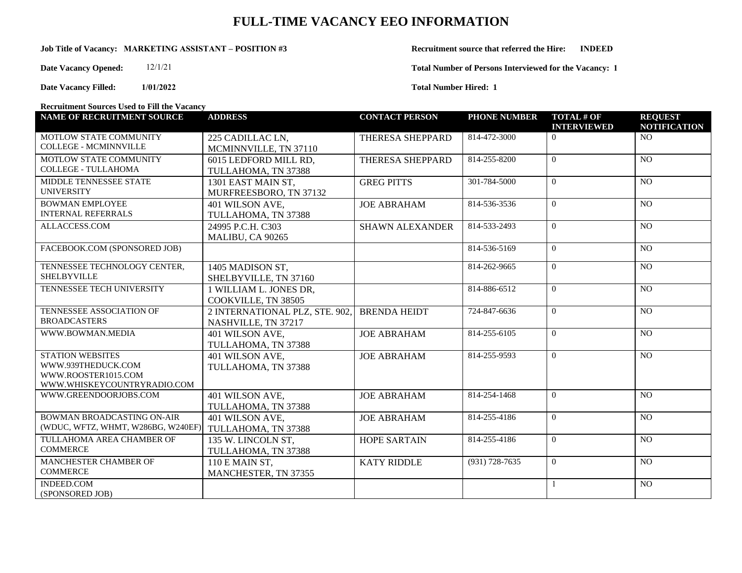# FULL-TIME VACANCY EEO INFORMATION

**Job Title of Vacancy: MARKETING ASSISTANT – POSITION #3**

**Date Vacancy Opened:** 12/1/21

**Date Vacancy Filled:** **1/01/2022**

**Recruitment source that referred the Hire: INDEED**

**Total Number of Persons Interviewed for the Vacancy: 1**

**Total Number Hired: 1**

**Recruitment Sources Used to Fill the Vacancy**

| NAME OF RECRUITMENT SOURCE | ADDRESS | CONTACT PERSON | PHONE NUMBER | TOTAL # OF INTERVIEWED | REQUEST NOTIFICATION |
|---|---|---|---|---|---|
| MOTLOW STATE COMMUNITY COLLEGE - MCMINNVILLE | 225 CADILLAC LN, MCMINNVILLE, TN 37110 | THERESA SHEPPARD | 814-472-3000 | 0 | NO |
| MOTLOW STATE COMMUNITY COLLEGE - TULLAHOMA | 6015 LEDFORD MILL RD, TULLAHOMA, TN 37388 | THERESA SHEPPARD | 814-255-8200 | 0 | NO |
| MIDDLE TENNESSEE STATE UNIVERSITY | 1301 EAST MAIN ST, MURFREESBORO, TN 37132 | GREG PITTS | 301-784-5000 | 0 | NO |
| BOWMAN EMPLOYEE INTERNAL REFERRALS | 401 WILSON AVE, TULLAHOMA, TN 37388 | JOE ABRAHAM | 814-536-3536 | 0 | NO |
| ALLACCESS.COM | 24995 P.C.H. C303 MALIBU, CA 90265 | SHAWN ALEXANDER | 814-533-2493 | 0 | NO |
| FACEBOOK.COM (SPONSORED JOB) | | | 814-536-5169 | 0 | NO |
| TENNESSEE TECHNOLOGY CENTER, SHELBYVILLE | 1405 MADISON ST, SHELBYVILLE, TN 37160 | | 814-262-9665 | 0 | NO |
| TENNESSEE TECH UNIVERSITY | 1 WILLIAM L. JONES DR, COOKVILLE, TN 38505 | | 814-886-6512 | 0 | NO |
| TENNESSEE ASSOCIATION OF BROADCASTERS | 2 INTERNATIONAL PLZ, STE. 902, NASHVILLE, TN 37217 | BRENDA HEIDT | 724-847-6636 | 0 | NO |
| WWW.BOWMAN.MEDIA | 401 WILSON AVE, TULLAHOMA, TN 37388 | JOE ABRAHAM | 814-255-6105 | 0 | NO |
| STATION WEBSITES WWW.939THEDUCK.COM WWW.ROOSTER1015.COM WWW.WHISKEYCOUNTRYRADIO.COM | 401 WILSON AVE, TULLAHOMA, TN 37388 | JOE ABRAHAM | 814-255-9593 | 0 | NO |
| WWW.GREENDOORJOBS.COM | 401 WILSON AVE, TULLAHOMA, TN 37388 | JOE ABRAHAM | 814-254-1468 | 0 | NO |
| BOWMAN BROADCASTING ON-AIR (WDUC, WFTZ, WHMT, W286BG, W240EF) | 401 WILSON AVE, TULLAHOMA, TN 37388 | JOE ABRAHAM | 814-255-4186 | 0 | NO |
| TULLAHOMA AREA CHAMBER OF COMMERCE | 135 W. LINCOLN ST, TULLAHOMA, TN 37388 | HOPE SARTAIN | 814-255-4186 | 0 | NO |
| MANCHESTER CHAMBER OF COMMERCE | 110 E MAIN ST, MANCHESTER, TN 37355 | KATY RIDDLE | (931) 728-7635 | 0 | NO |
| INDEED.COM (SPONSORED JOB) | | | | 1 | NO |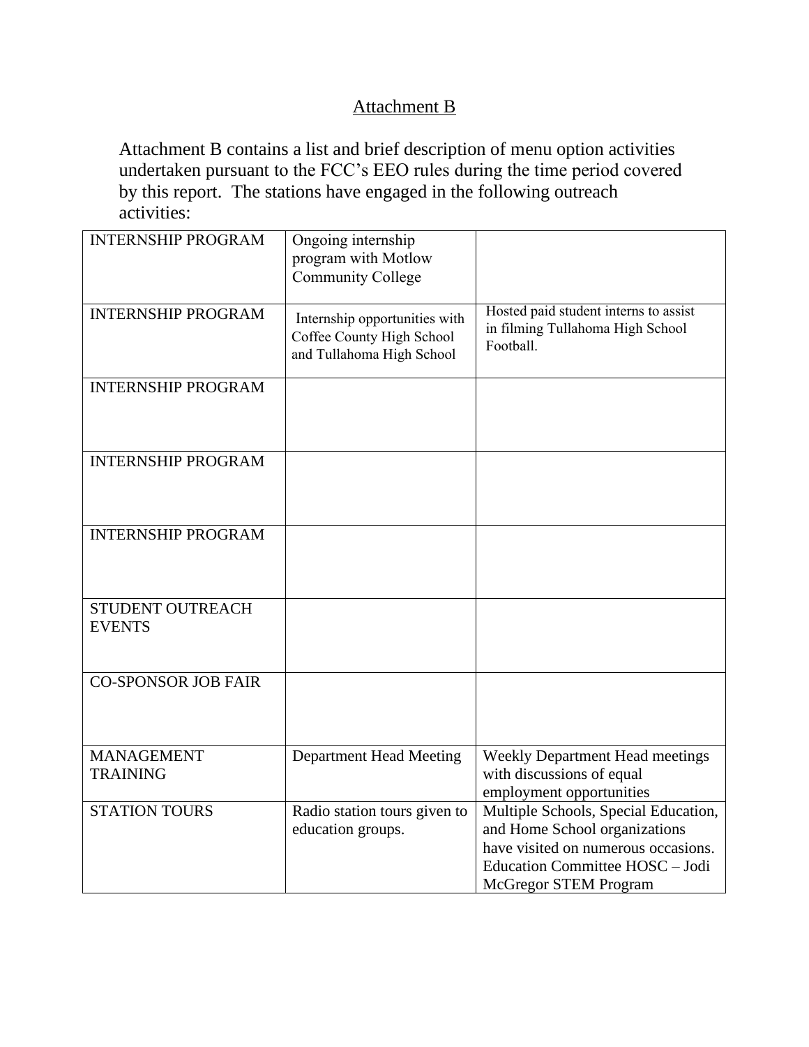# Attachment B

Attachment B contains a list and brief description of menu option activities undertaken pursuant to the FCC's EEO rules during the time period covered by this report. The stations have engaged in the following outreach activities:

| | | |
|---|---|---|
| INTERNSHIP PROGRAM | Ongoing internship program with Motlow Community College | |
| INTERNSHIP PROGRAM | Internship opportunities with Coffee County High School and Tullahoma High School | Hosted paid student interns to assist in filming Tullahoma High School Football. |
| INTERNSHIP PROGRAM | | |
| INTERNSHIP PROGRAM | | |
| INTERNSHIP PROGRAM | | |
| STUDENT OUTREACH EVENTS | | |
| CO-SPONSOR JOB FAIR | | |
| MANAGEMENT TRAINING | Department Head Meeting | Weekly Department Head meetings with discussions of equal employment opportunities |
| STATION TOURS | Radio station tours given to education groups. | Multiple Schools, Special Education, and Home School organizations have visited on numerous occasions. Education Committee HOSC – Jodi McGregor STEM Program |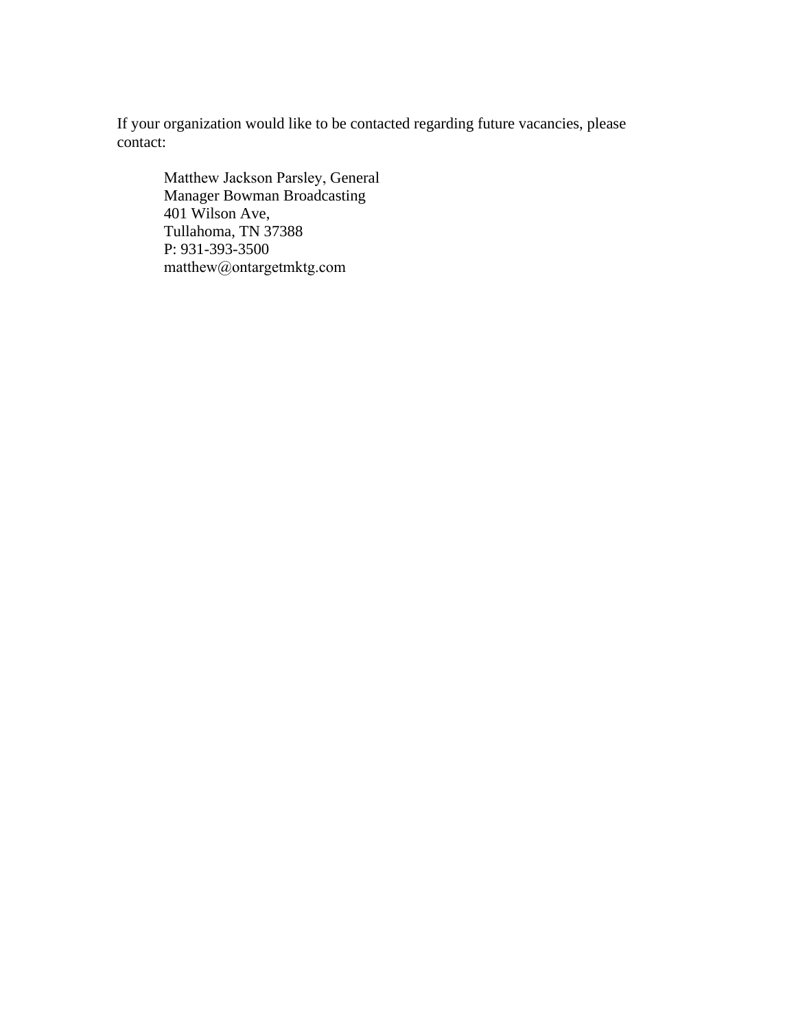If your organization would like to be contacted regarding future vacancies, please contact:

Matthew Jackson Parsley, General
Manager Bowman Broadcasting
401 Wilson Ave,
Tullahoma, TN 37388
P: 931-393-3500
matthew@ontargetmktg.com